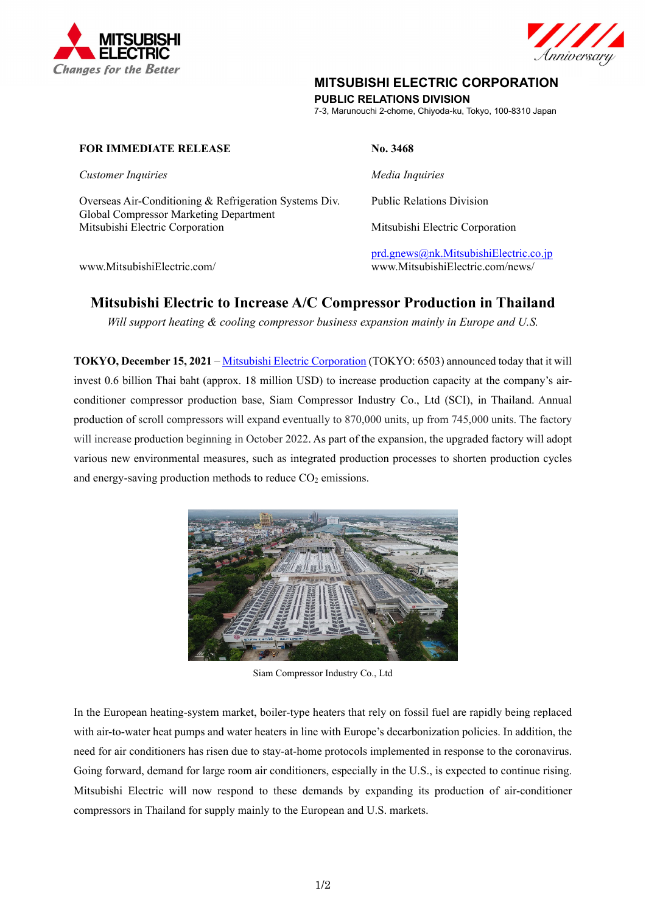**MITSUBISHI ELECTRIC CORPORATION**
**PUBLIC RELATIONS DIVISION**
7-3, Marunouchi 2-chome, Chiyoda-ku, Tokyo, 100-8310 Japan

**FOR IMMEDIATE RELEASE**

**No. 3468**

*Customer Inquiries*

Overseas Air-Conditioning & Refrigeration Systems Div.
Global Compressor Marketing Department
Mitsubishi Electric Corporation

www.MitsubishiElectric.com/

*Media Inquiries*

Public Relations Division

Mitsubishi Electric Corporation

prd.gnews@nk.MitsubishiElectric.co.jp
www.MitsubishiElectric.com/news/

# Mitsubishi Electric to Increase A/C Compressor Production in Thailand

*Will support heating & cooling compressor business expansion mainly in Europe and U.S.*

**TOKYO, December 15, 2021** – Mitsubishi Electric Corporation (TOKYO: 6503) announced today that it will invest 0.6 billion Thai baht (approx. 18 million USD) to increase production capacity at the company's air-conditioner compressor production base, Siam Compressor Industry Co., Ltd (SCI), in Thailand. Annual production of scroll compressors will expand eventually to 870,000 units, up from 745,000 units. The factory will increase production beginning in October 2022. As part of the expansion, the upgraded factory will adopt various new environmental measures, such as integrated production processes to shorten production cycles and energy-saving production methods to reduce $CO_2$ emissions.

Siam Compressor Industry Co., Ltd

In the European heating-system market, boiler-type heaters that rely on fossil fuel are rapidly being replaced with air-to-water heat pumps and water heaters in line with Europe's decarbonization policies. In addition, the need for air conditioners has risen due to stay-at-home protocols implemented in response to the coronavirus. Going forward, demand for large room air conditioners, especially in the U.S., is expected to continue rising. Mitsubishi Electric will now respond to these demands by expanding its production of air-conditioner compressors in Thailand for supply mainly to the European and U.S. markets.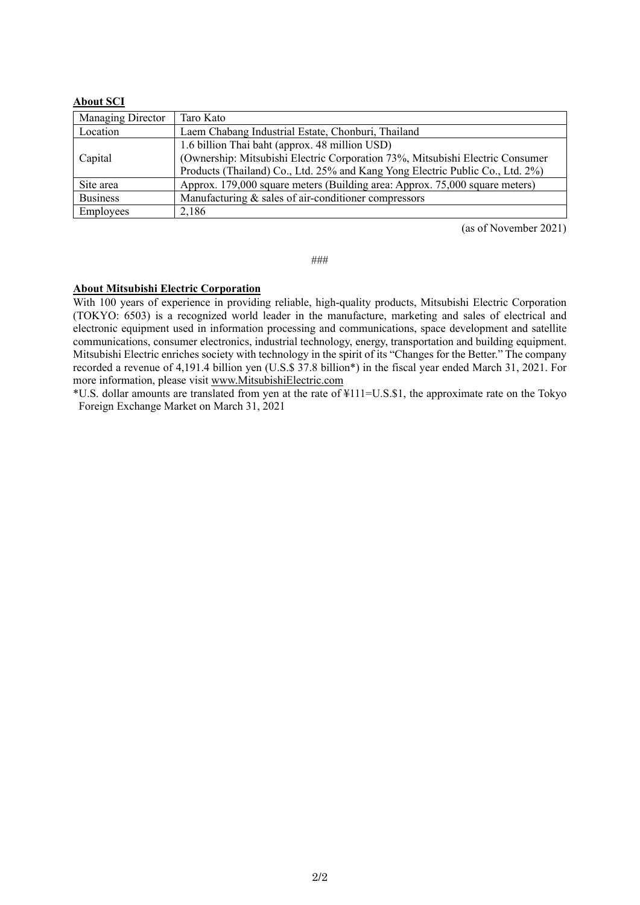**About SCI**

| | |
|---|---|
| Managing Director | Taro Kato |
| Location | Laem Chabang Industrial Estate, Chonburi, Thailand |
| Capital | 1.6 billion Thai baht (approx. 48 million USD)<br>(Ownership: Mitsubishi Electric Corporation 73%, Mitsubishi Electric Consumer Products (Thailand) Co., Ltd. 25% and Kang Yong Electric Public Co., Ltd. 2%) |
| Site area | Approx. 179,000 square meters (Building area: Approx. 75,000 square meters) |
| Business | Manufacturing & sales of air-conditioner compressors |
| Employees | 2,186 |

(as of November 2021)

###

**About Mitsubishi Electric Corporation**

With 100 years of experience in providing reliable, high-quality products, Mitsubishi Electric Corporation (TOKYO: 6503) is a recognized world leader in the manufacture, marketing and sales of electrical and electronic equipment used in information processing and communications, space development and satellite communications, consumer electronics, industrial technology, energy, transportation and building equipment. Mitsubishi Electric enriches society with technology in the spirit of its "Changes for the Better." The company recorded a revenue of 4,191.4 billion yen (U.S.$ 37.8 billion*) in the fiscal year ended March 31, 2021. For more information, please visit www.MitsubishiElectric.com

*U.S. dollar amounts are translated from yen at the rate of ¥111=U.S.$1, the approximate rate on the Tokyo Foreign Exchange Market on March 31, 2021